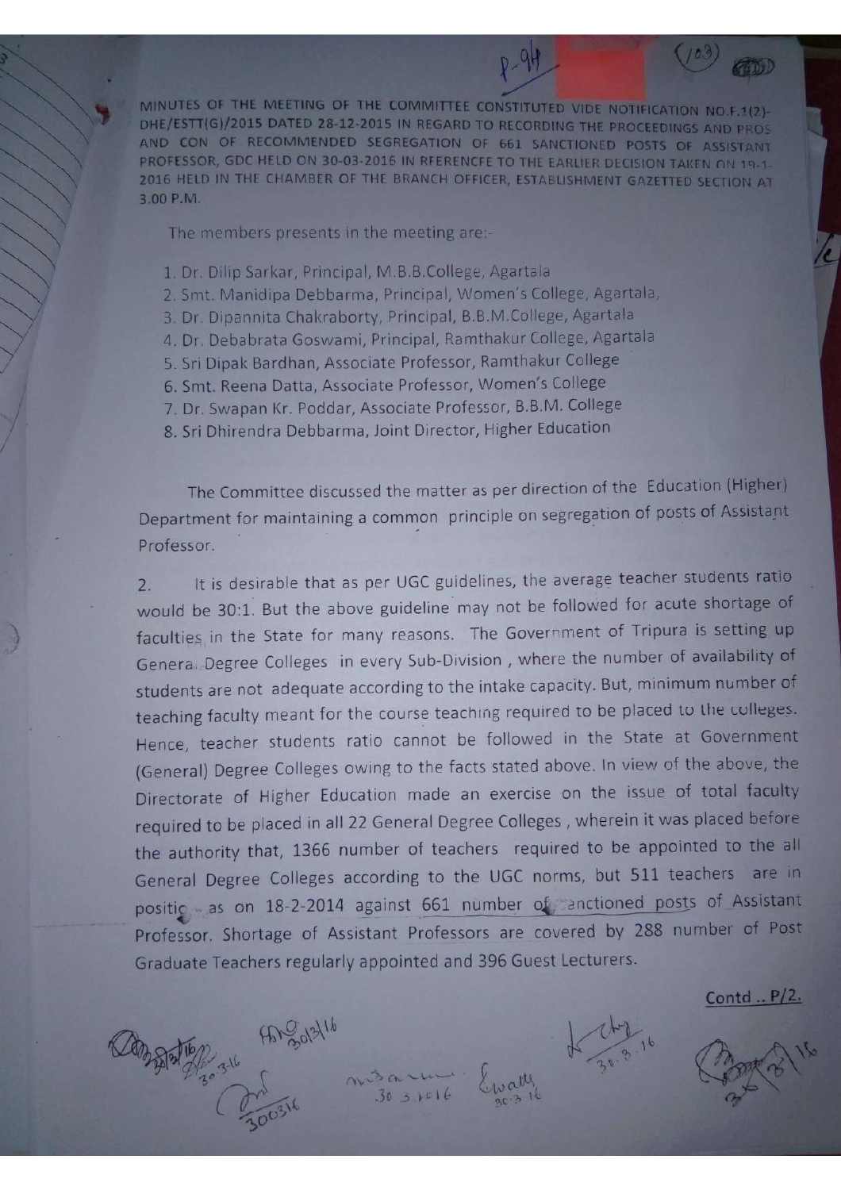MINUTES OF THE MEETING OF THE COMMITTEE CONSTITUTED VIDE NOTIFICATION NO.F.1(2)-DHE/ESTT(G)/2015 DATED 28-12-2015 IN REGARD TO RECORDING THE PROCEEDINGS AND PROS AND CON OF RECOMMENDED SEGREGATION OF 661 SANCTIONED POSTS OF ASSISTANT PROFESSOR, GDC HELD ON 30-03-2016 IN RFERENCFE TO THE EARLIER DECISION TAKEN ON 19-1-2016 HELD IN THE CHAMBER OF THE BRANCH OFFICER, ESTABLISHMENT GAZETTED SECTION AT 3.00 P.M.

The members presents in the meeting are:-

1. Dr. Dilip Sarkar, Principal, M.B.B.College, Agartala
2. Smt. Manidipa Debbarma, Principal, Women's College, Agartala,
3. Dr. Dipannita Chakraborty, Principal, B.B.M.College, Agartala
4. Dr. Debabrata Goswami, Principal, Ramthakur College, Agartala
5. Sri Dipak Bardhan, Associate Professor, Ramthakur College
6. Smt. Reena Datta, Associate Professor, Women's College
7. Dr. Swapan Kr. Poddar, Associate Professor, B.B.M. College
8. Sri Dhirendra Debbarma, Joint Director, Higher Education

The Committee discussed the matter as per direction of the Education (Higher) Department for maintaining a common principle on segregation of posts of Assistant Professor.

2. It is desirable that as per UGC guidelines, the average teacher students ratio would be 30:1. But the above guideline may not be followed for acute shortage of faculties in the State for many reasons. The Government of Tripura is setting up General Degree Colleges in every Sub-Division, where the number of availability of students are not adequate according to the intake capacity. But, minimum number of teaching faculty meant for the course teaching required to be placed to the colleges. Hence, teacher students ratio cannot be followed in the State at Government (General) Degree Colleges owing to the facts stated above. In view of the above, the Directorate of Higher Education made an exercise on the issue of total faculty required to be placed in all 22 General Degree Colleges, wherein it was placed before the authority that, 1366 number of teachers required to be appointed to the all General Degree Colleges according to the UGC norms, but 511 teachers are in position as on 18-2-2014 against 661 number of sanctioned posts of Assistant Professor. Shortage of Assistant Professors are covered by 288 number of Post Graduate Teachers regularly appointed and 396 Guest Lecturers.

Contd .. P/2.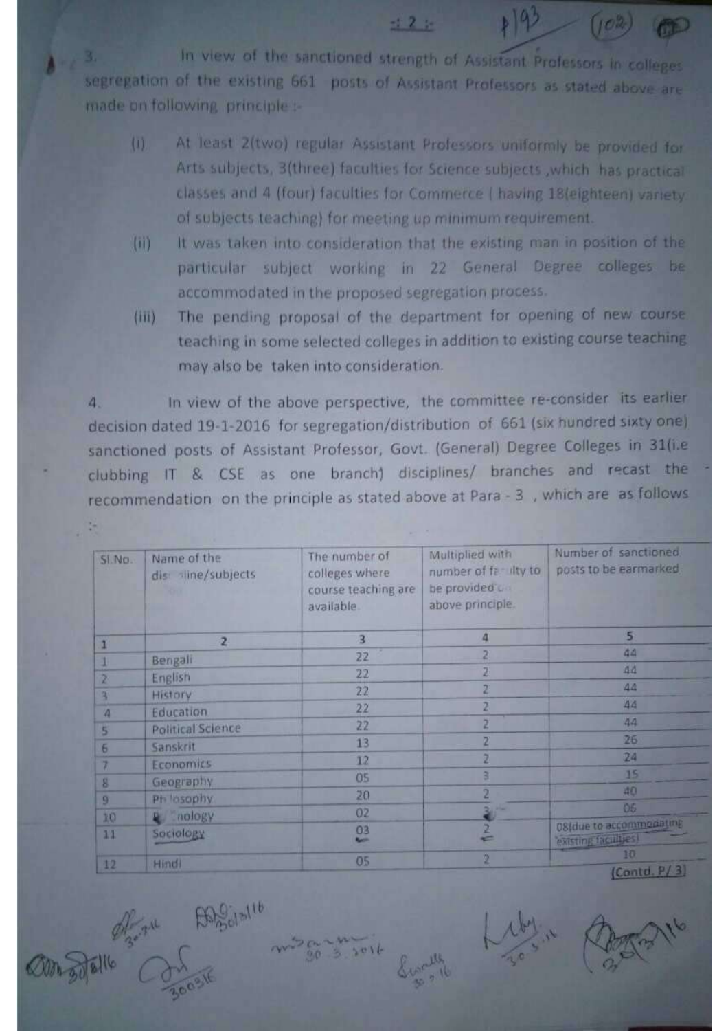3. In view of the sanctioned strength of Assistant Professors in colleges segregation of the existing 661 posts of Assistant Professors as stated above are made on following principle :-

(i) At least 2(two) regular Assistant Professors uniformly be provided for Arts subjects, 3(three) faculties for Science subjects ,which has practical classes and 4 (four) faculties for Commerce ( having 18(eighteen) variety of subjects teaching) for meeting up minimum requirement.

(ii) It was taken into consideration that the existing man in position of the particular subject working in 22 General Degree colleges be accommodated in the proposed segregation process.

(iii) The pending proposal of the department for opening of new course teaching in some selected colleges in addition to existing course teaching may also be taken into consideration.

4. In view of the above perspective, the committee re-consider its earlier decision dated 19-1-2016 for segregation/distribution of 661 (six hundred sixty one) sanctioned posts of Assistant Professor, Govt. (General) Degree Colleges in 31(i.e clubbing IT & CSE as one branch) disciplines/ branches and recast the recommendation on the principle as stated above at Para - 3 , which are as follows :-

| Sl.No. | Name of the discipline/subjects | The number of colleges where course teaching are available | Multiplied with number of faculty to be provided on above principle | Number of sanctioned posts to be earmarked |
|---|---|---|---|---|
| 1 | 2 | 3 | 4 | 5 |
| 1 | Bengali | 22 | 2 | 44 |
| 2 | English | 22 | 2 | 44 |
| 3 | History | 22 | 2 | 44 |
| 4 | Education | 22 | 2 | 44 |
| 5 | Political Science | 22 | 2 | 44 |
| 6 | Sanskrit | 13 | 2 | 26 |
| 7 | Economics | 12 | 2 | 24 |
| 8 | Geography | 05 | 3 | 15 |
| 9 | Philosophy | 20 | 2 | 40 |
| 10 | Technology | 02 | 3 | 06 |
| 11 | Sociology | 03 | 2 | 08(due to accommodating existing faculties) |
| 12 | Hindi | 05 | 2 | 10 |

(Contd. P/ 3)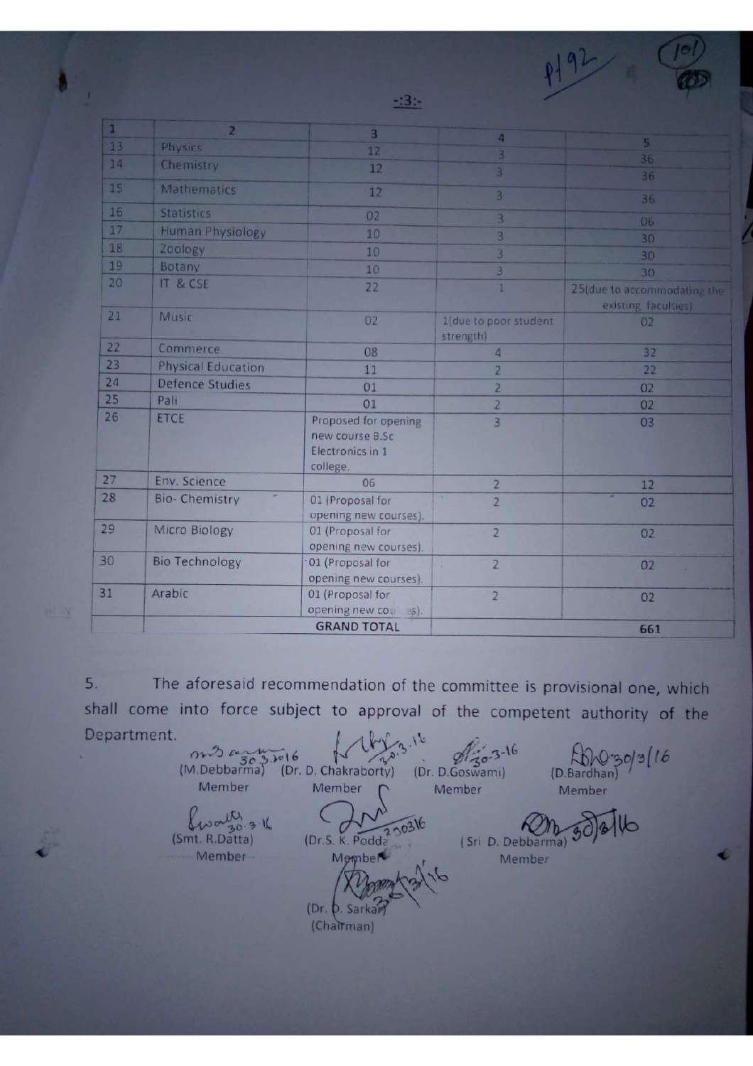| 1 | 2 | 3 | 4 | 5 |
|---|---|---|---|---|
| 13 | Physics | 12 | 3 | 36 |
| 14 | Chemistry | 12 | 3 | 36 |
| 15 | Mathematics | 12 | 3 | 36 |
| 16 | Statistics | 02 | 3 | 06 |
| 17 | Human Physiology | 10 | 3 | 30 |
| 18 | Zoology | 10 | 3 | 30 |
| 19 | Botany | 10 | 3 | 30 |
| 20 | IT & CSE | 22 | 1 | 25(due to accommodating the existing faculties) |
| 21 | Music | 02 | 1(due to poor student strength) | 02 |
| 22 | Commerce | 08 | 4 | 32 |
| 23 | Physical Education | 11 | 2 | 22 |
| 24 | Defence Studies | 01 | 2 | 02 |
| 25 | Pali | 01 | 2 | 02 |
| 26 | ETCE | Proposed for opening new course B.Sc Electronics in 1 college. | 3 | 03 |
| 27 | Env. Science | 06 | 2 | 12 |
| 28 | Bio- Chemistry | 01 (Proposal for opening new courses). | 2 | 02 |
| 29 | Micro Biology | 01 (Proposal for opening new courses). | 2 | 02 |
| 30 | Bio Technology | 01 (Proposal for opening new courses). | 2 | 02 |
| 31 | Arabic | 01 (Proposal for opening new courses). | 2 | 02 |
| | | GRAND TOTAL | | 661 |

5. The aforesaid recommendation of the committee is provisional one, which shall come into force subject to approval of the competent authority of the Department.

| | | | |
|---|---|---|---|
| (M.Debbarma) Member | (Dr. D. Chakraborty) Member | (Dr. D.Goswami) Member | (D.Bardhan) Member |
| (Smt. R.Datta) Member | (Dr.S. K. Podder) Member | (Sri D. Debbarma) Member | |

(Dr. D. Sarkar)
(Chairman)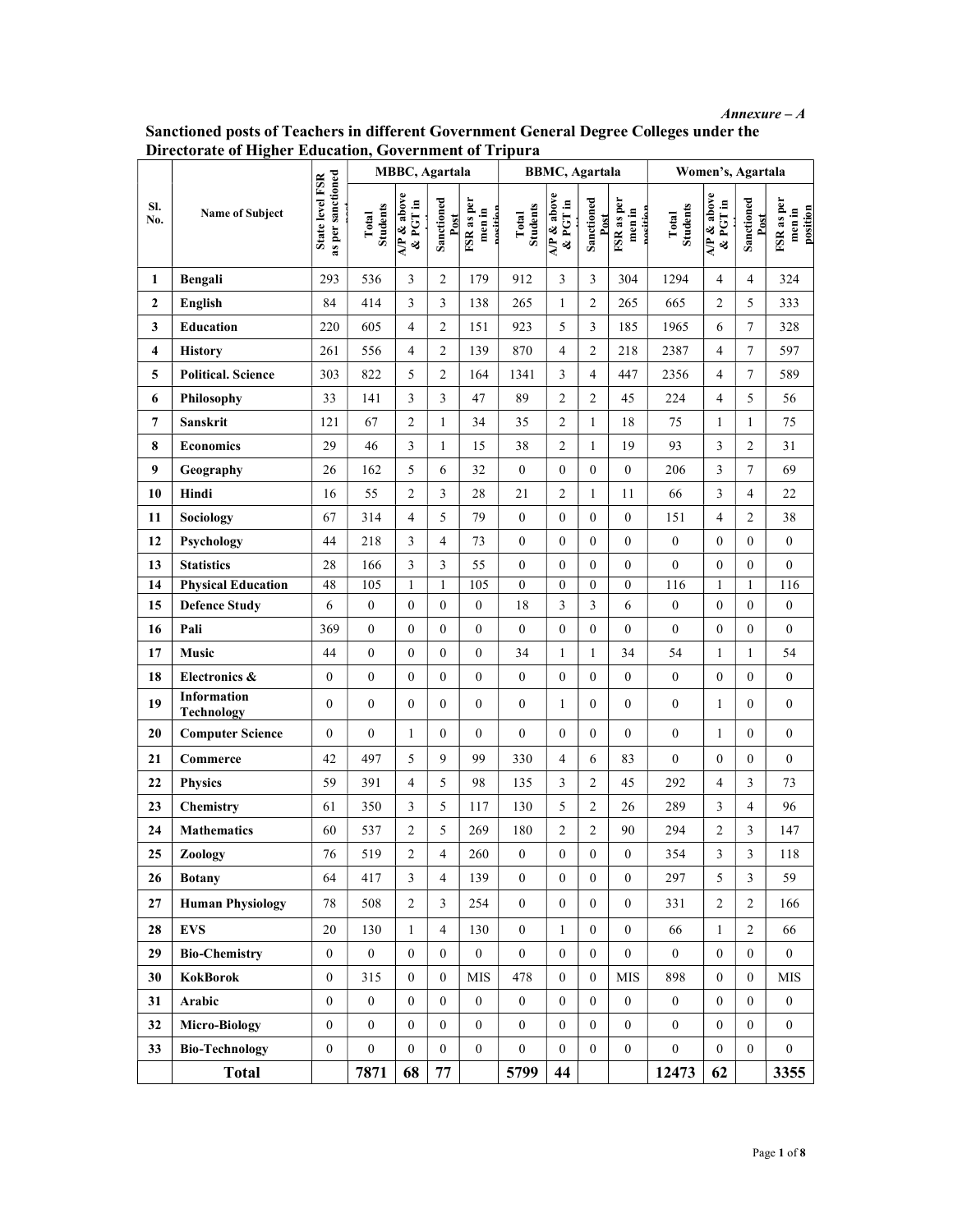*Annexure – A*

**Sanctioned posts of Teachers in different Government General Degree Colleges under the Directorate of Higher Education, Government of Tripura**

| Sl. No. | Name of Subject | State level FSR as per sanctioned post | MBBC, Agartala | | | | BBMC, Agartala | | | | Women's, Agartala | | | |
|---|---|---|---|---|---|---|---|---|---|---|---|---|---|---|
| | | | Total Students | A/P & above & PGT in ... | Sanctioned Post | FSR as per men in position | Total Students | A/P & above & PGT in ... | Sanctioned Post | FSR as per men in position | Total Students | A/P & above & PGT in ... | Sanctioned Post | FSR as per men in position |
| 1 | **Bengali** | 293 | 536 | 3 | 2 | 179 | 912 | 3 | 3 | 304 | 1294 | 4 | 4 | 324 |
| 2 | **English** | 84 | 414 | 3 | 3 | 138 | 265 | 1 | 2 | 265 | 665 | 2 | 5 | 333 |
| 3 | **Education** | 220 | 605 | 4 | 2 | 151 | 923 | 5 | 3 | 185 | 1965 | 6 | 7 | 328 |
| 4 | **History** | 261 | 556 | 4 | 2 | 139 | 870 | 4 | 2 | 218 | 2387 | 4 | 7 | 597 |
| 5 | **Political. Science** | 303 | 822 | 5 | 2 | 164 | 1341 | 3 | 4 | 447 | 2356 | 4 | 7 | 589 |
| 6 | **Philosophy** | 33 | 141 | 3 | 3 | 47 | 89 | 2 | 2 | 45 | 224 | 4 | 5 | 56 |
| 7 | **Sanskrit** | 121 | 67 | 2 | 1 | 34 | 35 | 2 | 1 | 18 | 75 | 1 | 1 | 75 |
| 8 | **Economics** | 29 | 46 | 3 | 1 | 15 | 38 | 2 | 1 | 19 | 93 | 3 | 2 | 31 |
| 9 | **Geography** | 26 | 162 | 5 | 6 | 32 | 0 | 0 | 0 | 0 | 206 | 3 | 7 | 69 |
| 10 | **Hindi** | 16 | 55 | 2 | 3 | 28 | 21 | 2 | 1 | 11 | 66 | 3 | 4 | 22 |
| 11 | **Sociology** | 67 | 314 | 4 | 5 | 79 | 0 | 0 | 0 | 0 | 151 | 4 | 2 | 38 |
| 12 | **Psychology** | 44 | 218 | 3 | 4 | 73 | 0 | 0 | 0 | 0 | 0 | 0 | 0 | 0 |
| 13 | **Statistics** | 28 | 166 | 3 | 3 | 55 | 0 | 0 | 0 | 0 | 0 | 0 | 0 | 0 |
| 14 | **Physical Education** | 48 | 105 | 1 | 1 | 105 | 0 | 0 | 0 | 0 | 116 | 1 | 1 | 116 |
| 15 | **Defence Study** | 6 | 0 | 0 | 0 | 0 | 18 | 3 | 3 | 6 | 0 | 0 | 0 | 0 |
| 16 | **Pali** | 369 | 0 | 0 | 0 | 0 | 0 | 0 | 0 | 0 | 0 | 0 | 0 | 0 |
| 17 | **Music** | 44 | 0 | 0 | 0 | 0 | 34 | 1 | 1 | 34 | 54 | 1 | 1 | 54 |
| 18 | **Electronics &** | 0 | 0 | 0 | 0 | 0 | 0 | 0 | 0 | 0 | 0 | 0 | 0 | 0 |
| 19 | **Information Technology** | 0 | 0 | 0 | 0 | 0 | 0 | 1 | 0 | 0 | 0 | 1 | 0 | 0 |
| 20 | **Computer Science** | 0 | 0 | 1 | 0 | 0 | 0 | 0 | 0 | 0 | 0 | 1 | 0 | 0 |
| 21 | **Commerce** | 42 | 497 | 5 | 9 | 99 | 330 | 4 | 6 | 83 | 0 | 0 | 0 | 0 |
| 22 | **Physics** | 59 | 391 | 4 | 5 | 98 | 135 | 3 | 2 | 45 | 292 | 4 | 3 | 73 |
| 23 | **Chemistry** | 61 | 350 | 3 | 5 | 117 | 130 | 5 | 2 | 26 | 289 | 3 | 4 | 96 |
| 24 | **Mathematics** | 60 | 537 | 2 | 5 | 269 | 180 | 2 | 2 | 90 | 294 | 2 | 3 | 147 |
| 25 | **Zoology** | 76 | 519 | 2 | 4 | 260 | 0 | 0 | 0 | 0 | 354 | 3 | 3 | 118 |
| 26 | **Botany** | 64 | 417 | 3 | 4 | 139 | 0 | 0 | 0 | 0 | 297 | 5 | 3 | 59 |
| 27 | **Human Physiology** | 78 | 508 | 2 | 3 | 254 | 0 | 0 | 0 | 0 | 331 | 2 | 2 | 166 |
| 28 | **EVS** | 20 | 130 | 1 | 4 | 130 | 0 | 1 | 0 | 0 | 66 | 1 | 2 | 66 |
| 29 | **Bio-Chemistry** | 0 | 0 | 0 | 0 | 0 | 0 | 0 | 0 | 0 | 0 | 0 | 0 | 0 |
| 30 | **KokBorok** | 0 | 315 | 0 | 0 | MIS | 478 | 0 | 0 | MIS | 898 | 0 | 0 | MIS |
| 31 | **Arabic** | 0 | 0 | 0 | 0 | 0 | 0 | 0 | 0 | 0 | 0 | 0 | 0 | 0 |
| 32 | **Micro-Biology** | 0 | 0 | 0 | 0 | 0 | 0 | 0 | 0 | 0 | 0 | 0 | 0 | 0 |
| 33 | **Bio-Technology** | 0 | 0 | 0 | 0 | 0 | 0 | 0 | 0 | 0 | 0 | 0 | 0 | 0 |
| | **Total** | | **7871** | **68** | **77** | | **5799** | **44** | | | **12473** | **62** | | **3355** |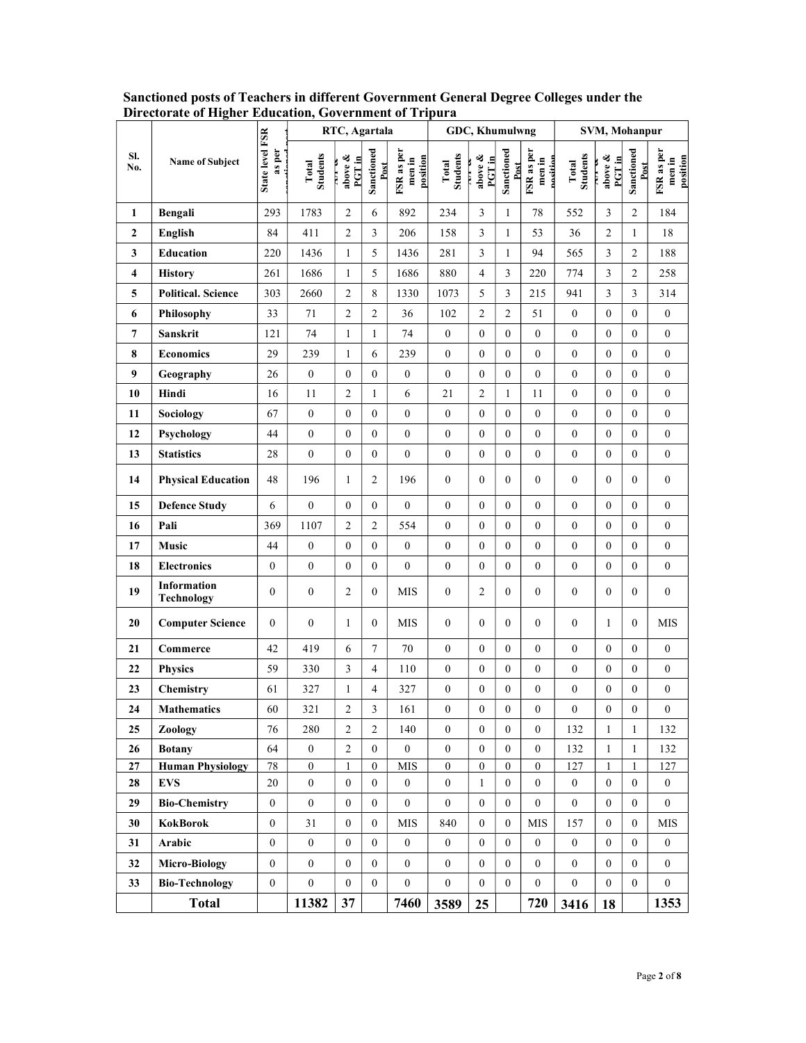**Sanctioned posts of Teachers in different Government General Degree Colleges under the Directorate of Higher Education, Government of Tripura**

| Sl. No. | Name of Subject | State level FSR as per sanctioned post | RTC, Agartala | | | | GDC, Khumulwng | | | | SVM, Mohanpur | | | |
|---|---|---|---|---|---|---|---|---|---|---|---|---|---|---|
| | | | Total Students | AP & above & PGT in | Sanctioned Post | FSR as per men in position | Total Students | AP & above & PGT in | Sanctioned Post | FSR as per men in position | Total Students | AP & above & PGT in | Sanctioned Post | FSR as per men in position |
| 1 | **Bengali** | 293 | 1783 | 2 | 6 | 892 | 234 | 3 | 1 | 78 | 552 | 3 | 2 | 184 |
| 2 | **English** | 84 | 411 | 2 | 3 | 206 | 158 | 3 | 1 | 53 | 36 | 2 | 1 | 18 |
| 3 | **Education** | 220 | 1436 | 1 | 5 | 1436 | 281 | 3 | 1 | 94 | 565 | 3 | 2 | 188 |
| 4 | **History** | 261 | 1686 | 1 | 5 | 1686 | 880 | 4 | 3 | 220 | 774 | 3 | 2 | 258 |
| 5 | **Political. Science** | 303 | 2660 | 2 | 8 | 1330 | 1073 | 5 | 3 | 215 | 941 | 3 | 3 | 314 |
| 6 | **Philosophy** | 33 | 71 | 2 | 2 | 36 | 102 | 2 | 2 | 51 | 0 | 0 | 0 | 0 |
| 7 | **Sanskrit** | 121 | 74 | 1 | 1 | 74 | 0 | 0 | 0 | 0 | 0 | 0 | 0 | 0 |
| 8 | **Economics** | 29 | 239 | 1 | 6 | 239 | 0 | 0 | 0 | 0 | 0 | 0 | 0 | 0 |
| 9 | **Geography** | 26 | 0 | 0 | 0 | 0 | 0 | 0 | 0 | 0 | 0 | 0 | 0 | 0 |
| 10 | **Hindi** | 16 | 11 | 2 | 1 | 6 | 21 | 2 | 1 | 11 | 0 | 0 | 0 | 0 |
| 11 | **Sociology** | 67 | 0 | 0 | 0 | 0 | 0 | 0 | 0 | 0 | 0 | 0 | 0 | 0 |
| 12 | **Psychology** | 44 | 0 | 0 | 0 | 0 | 0 | 0 | 0 | 0 | 0 | 0 | 0 | 0 |
| 13 | **Statistics** | 28 | 0 | 0 | 0 | 0 | 0 | 0 | 0 | 0 | 0 | 0 | 0 | 0 |
| 14 | **Physical Education** | 48 | 196 | 1 | 2 | 196 | 0 | 0 | 0 | 0 | 0 | 0 | 0 | 0 |
| 15 | **Defence Study** | 6 | 0 | 0 | 0 | 0 | 0 | 0 | 0 | 0 | 0 | 0 | 0 | 0 |
| 16 | **Pali** | 369 | 1107 | 2 | 2 | 554 | 0 | 0 | 0 | 0 | 0 | 0 | 0 | 0 |
| 17 | **Music** | 44 | 0 | 0 | 0 | 0 | 0 | 0 | 0 | 0 | 0 | 0 | 0 | 0 |
| 18 | **Electronics** | 0 | 0 | 0 | 0 | 0 | 0 | 0 | 0 | 0 | 0 | 0 | 0 | 0 |
| 19 | **Information Technology** | 0 | 0 | 2 | 0 | MIS | 0 | 2 | 0 | 0 | 0 | 0 | 0 | 0 |
| 20 | **Computer Science** | 0 | 0 | 1 | 0 | MIS | 0 | 0 | 0 | 0 | 0 | 1 | 0 | MIS |
| 21 | **Commerce** | 42 | 419 | 6 | 7 | 70 | 0 | 0 | 0 | 0 | 0 | 0 | 0 | 0 |
| 22 | **Physics** | 59 | 330 | 3 | 4 | 110 | 0 | 0 | 0 | 0 | 0 | 0 | 0 | 0 |
| 23 | **Chemistry** | 61 | 327 | 1 | 4 | 327 | 0 | 0 | 0 | 0 | 0 | 0 | 0 | 0 |
| 24 | **Mathematics** | 60 | 321 | 2 | 3 | 161 | 0 | 0 | 0 | 0 | 0 | 0 | 0 | 0 |
| 25 | **Zoology** | 76 | 280 | 2 | 2 | 140 | 0 | 0 | 0 | 0 | 132 | 1 | 1 | 132 |
| 26 | **Botany** | 64 | 0 | 2 | 0 | 0 | 0 | 0 | 0 | 0 | 132 | 1 | 1 | 132 |
| 27 | **Human Physiology** | 78 | 0 | 1 | 0 | MIS | 0 | 0 | 0 | 0 | 127 | 1 | 1 | 127 |
| 28 | **EVS** | 20 | 0 | 0 | 0 | 0 | 0 | 1 | 0 | 0 | 0 | 0 | 0 | 0 |
| 29 | **Bio-Chemistry** | 0 | 0 | 0 | 0 | 0 | 0 | 0 | 0 | 0 | 0 | 0 | 0 | 0 |
| 30 | **KokBorok** | 0 | 31 | 0 | 0 | MIS | 840 | 0 | 0 | MIS | 157 | 0 | 0 | MIS |
| 31 | **Arabic** | 0 | 0 | 0 | 0 | 0 | 0 | 0 | 0 | 0 | 0 | 0 | 0 | 0 |
| 32 | **Micro-Biology** | 0 | 0 | 0 | 0 | 0 | 0 | 0 | 0 | 0 | 0 | 0 | 0 | 0 |
| 33 | **Bio-Technology** | 0 | 0 | 0 | 0 | 0 | 0 | 0 | 0 | 0 | 0 | 0 | 0 | 0 |
| | **Total** | | **11382** | **37** | | **7460** | **3589** | **25** | | **720** | **3416** | **18** | | **1353** |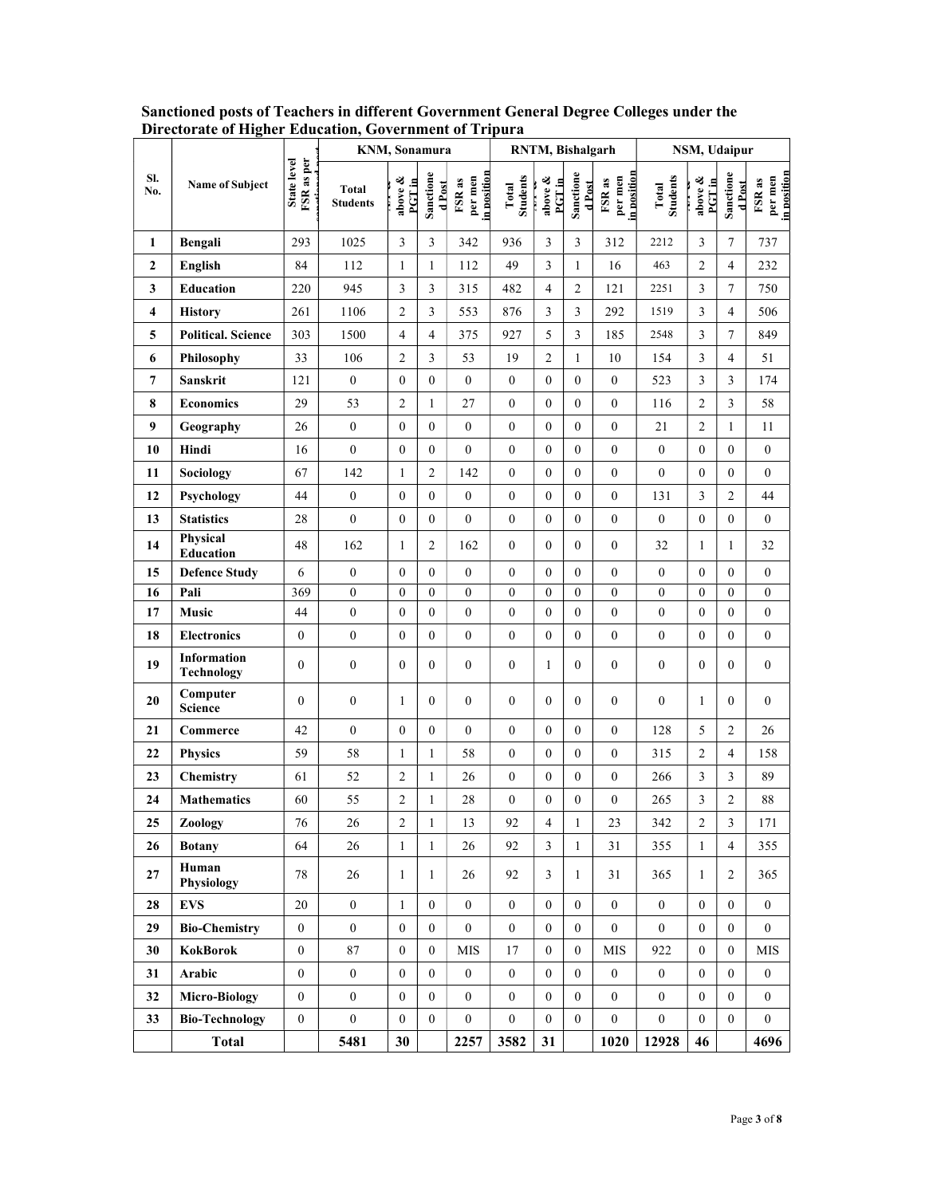## Sanctioned posts of Teachers in different Government General Degree Colleges under the Directorate of Higher Education, Government of Tripura

| Sl. No. | Name of Subject | State level FSR as per sanctioned post | KNM, Sonamura | | | | RNTM, Bishalgarh | | | | NSM, Udaipur | | | |
|---|---|---|---|---|---|---|---|---|---|---|---|---|---|---|
| | | | Total Students | ... above & PGT in | Sanctioned Post | FSR as per men in position | Total Students | ... above & PGT in | Sanctioned Post | FSR as per men in position | Total Students | ... above & PGT in | Sanctioned Post | FSR as per men in position |
| 1 | Bengali | 293 | 1025 | 3 | 3 | 342 | 936 | 3 | 3 | 312 | 2212 | 3 | 7 | 737 |
| 2 | English | 84 | 112 | 1 | 1 | 112 | 49 | 3 | 1 | 16 | 463 | 2 | 4 | 232 |
| 3 | Education | 220 | 945 | 3 | 3 | 315 | 482 | 4 | 2 | 121 | 2251 | 3 | 7 | 750 |
| 4 | History | 261 | 1106 | 2 | 3 | 553 | 876 | 3 | 3 | 292 | 1519 | 3 | 4 | 506 |
| 5 | Political. Science | 303 | 1500 | 4 | 4 | 375 | 927 | 5 | 3 | 185 | 2548 | 3 | 7 | 849 |
| 6 | Philosophy | 33 | 106 | 2 | 3 | 53 | 19 | 2 | 1 | 10 | 154 | 3 | 4 | 51 |
| 7 | Sanskrit | 121 | 0 | 0 | 0 | 0 | 0 | 0 | 0 | 0 | 523 | 3 | 3 | 174 |
| 8 | Economics | 29 | 53 | 2 | 1 | 27 | 0 | 0 | 0 | 0 | 116 | 2 | 3 | 58 |
| 9 | Geography | 26 | 0 | 0 | 0 | 0 | 0 | 0 | 0 | 0 | 21 | 2 | 1 | 11 |
| 10 | Hindi | 16 | 0 | 0 | 0 | 0 | 0 | 0 | 0 | 0 | 0 | 0 | 0 | 0 |
| 11 | Sociology | 67 | 142 | 1 | 2 | 142 | 0 | 0 | 0 | 0 | 0 | 0 | 0 | 0 |
| 12 | Psychology | 44 | 0 | 0 | 0 | 0 | 0 | 0 | 0 | 0 | 131 | 3 | 2 | 44 |
| 13 | Statistics | 28 | 0 | 0 | 0 | 0 | 0 | 0 | 0 | 0 | 0 | 0 | 0 | 0 |
| 14 | Physical Education | 48 | 162 | 1 | 2 | 162 | 0 | 0 | 0 | 0 | 32 | 1 | 1 | 32 |
| 15 | Defence Study | 6 | 0 | 0 | 0 | 0 | 0 | 0 | 0 | 0 | 0 | 0 | 0 | 0 |
| 16 | Pali | 369 | 0 | 0 | 0 | 0 | 0 | 0 | 0 | 0 | 0 | 0 | 0 | 0 |
| 17 | Music | 44 | 0 | 0 | 0 | 0 | 0 | 0 | 0 | 0 | 0 | 0 | 0 | 0 |
| 18 | Electronics | 0 | 0 | 0 | 0 | 0 | 0 | 0 | 0 | 0 | 0 | 0 | 0 | 0 |
| 19 | Information Technology | 0 | 0 | 0 | 0 | 0 | 0 | 1 | 0 | 0 | 0 | 0 | 0 | 0 |
| 20 | Computer Science | 0 | 0 | 1 | 0 | 0 | 0 | 0 | 0 | 0 | 0 | 1 | 0 | 0 |
| 21 | Commerce | 42 | 0 | 0 | 0 | 0 | 0 | 0 | 0 | 0 | 128 | 5 | 2 | 26 |
| 22 | Physics | 59 | 58 | 1 | 1 | 58 | 0 | 0 | 0 | 0 | 315 | 2 | 4 | 158 |
| 23 | Chemistry | 61 | 52 | 2 | 1 | 26 | 0 | 0 | 0 | 0 | 266 | 3 | 3 | 89 |
| 24 | Mathematics | 60 | 55 | 2 | 1 | 28 | 0 | 0 | 0 | 0 | 265 | 3 | 2 | 88 |
| 25 | Zoology | 76 | 26 | 2 | 1 | 13 | 92 | 4 | 1 | 23 | 342 | 2 | 3 | 171 |
| 26 | Botany | 64 | 26 | 1 | 1 | 26 | 92 | 3 | 1 | 31 | 355 | 1 | 4 | 355 |
| 27 | Human Physiology | 78 | 26 | 1 | 1 | 26 | 92 | 3 | 1 | 31 | 365 | 1 | 2 | 365 |
| 28 | EVS | 20 | 0 | 1 | 0 | 0 | 0 | 0 | 0 | 0 | 0 | 0 | 0 | 0 |
| 29 | Bio-Chemistry | 0 | 0 | 0 | 0 | 0 | 0 | 0 | 0 | 0 | 0 | 0 | 0 | 0 |
| 30 | KokBorok | 0 | 87 | 0 | 0 | MIS | 17 | 0 | 0 | MIS | 922 | 0 | 0 | MIS |
| 31 | Arabic | 0 | 0 | 0 | 0 | 0 | 0 | 0 | 0 | 0 | 0 | 0 | 0 | 0 |
| 32 | Micro-Biology | 0 | 0 | 0 | 0 | 0 | 0 | 0 | 0 | 0 | 0 | 0 | 0 | 0 |
| 33 | Bio-Technology | 0 | 0 | 0 | 0 | 0 | 0 | 0 | 0 | 0 | 0 | 0 | 0 | 0 |
| | **Total** | | **5481** | **30** | | **2257** | **3582** | **31** | | **1020** | **12928** | **46** | | **4696** |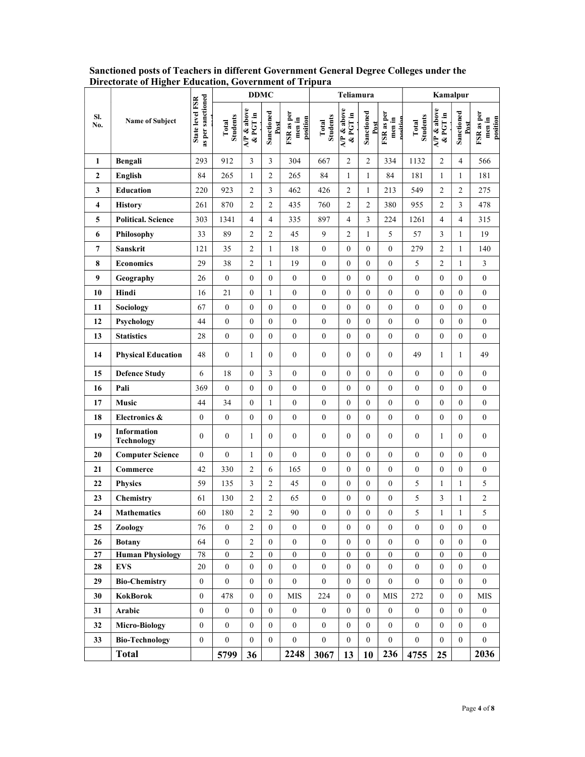**Sanctioned posts of Teachers in different Government General Degree Colleges under the Directorate of Higher Education, Government of Tripura**

| Sl. No. | Name of Subject | State level FSR as per sanctioned post | DDMC | | | | Teliamura | | | | Kamalpur | | | |
|---|---|---|---|---|---|---|---|---|---|---|---|---|---|---|
| | | | Total Students | A/P & above & PGT in | Sanctioned Post | FSR as per men in position | Total Students | A/P & above & PGT in | Sanctioned Post | FSR as per men in position | Total Students | A/P & above & PGT in | Sanctioned Post | FSR as per men in position |
| 1 | **Bengali** | 293 | 912 | 3 | 3 | 304 | 667 | 2 | 2 | 334 | 1132 | 2 | 4 | 566 |
| 2 | **English** | 84 | 265 | 1 | 2 | 265 | 84 | 1 | 1 | 84 | 181 | 1 | 1 | 181 |
| 3 | **Education** | 220 | 923 | 2 | 3 | 462 | 426 | 2 | 1 | 213 | 549 | 2 | 2 | 275 |
| 4 | **History** | 261 | 870 | 2 | 2 | 435 | 760 | 2 | 2 | 380 | 955 | 2 | 3 | 478 |
| 5 | **Political. Science** | 303 | 1341 | 4 | 4 | 335 | 897 | 4 | 3 | 224 | 1261 | 4 | 4 | 315 |
| 6 | **Philosophy** | 33 | 89 | 2 | 2 | 45 | 9 | 2 | 1 | 5 | 57 | 3 | 1 | 19 |
| 7 | **Sanskrit** | 121 | 35 | 2 | 1 | 18 | 0 | 0 | 0 | 0 | 279 | 2 | 1 | 140 |
| 8 | **Economics** | 29 | 38 | 2 | 1 | 19 | 0 | 0 | 0 | 0 | 5 | 2 | 1 | 3 |
| 9 | **Geography** | 26 | 0 | 0 | 0 | 0 | 0 | 0 | 0 | 0 | 0 | 0 | 0 | 0 |
| 10 | **Hindi** | 16 | 21 | 0 | 1 | 0 | 0 | 0 | 0 | 0 | 0 | 0 | 0 | 0 |
| 11 | **Sociology** | 67 | 0 | 0 | 0 | 0 | 0 | 0 | 0 | 0 | 0 | 0 | 0 | 0 |
| 12 | **Psychology** | 44 | 0 | 0 | 0 | 0 | 0 | 0 | 0 | 0 | 0 | 0 | 0 | 0 |
| 13 | **Statistics** | 28 | 0 | 0 | 0 | 0 | 0 | 0 | 0 | 0 | 0 | 0 | 0 | 0 |
| 14 | **Physical Education** | 48 | 0 | 1 | 0 | 0 | 0 | 0 | 0 | 0 | 49 | 1 | 1 | 49 |
| 15 | **Defence Study** | 6 | 18 | 0 | 3 | 0 | 0 | 0 | 0 | 0 | 0 | 0 | 0 | 0 |
| 16 | **Pali** | 369 | 0 | 0 | 0 | 0 | 0 | 0 | 0 | 0 | 0 | 0 | 0 | 0 |
| 17 | **Music** | 44 | 34 | 0 | 1 | 0 | 0 | 0 | 0 | 0 | 0 | 0 | 0 | 0 |
| 18 | **Electronics &** | 0 | 0 | 0 | 0 | 0 | 0 | 0 | 0 | 0 | 0 | 0 | 0 | 0 |
| 19 | **Information Technology** | 0 | 0 | 1 | 0 | 0 | 0 | 0 | 0 | 0 | 0 | 1 | 0 | 0 |
| 20 | **Computer Science** | 0 | 0 | 1 | 0 | 0 | 0 | 0 | 0 | 0 | 0 | 0 | 0 | 0 |
| 21 | **Commerce** | 42 | 330 | 2 | 6 | 165 | 0 | 0 | 0 | 0 | 0 | 0 | 0 | 0 |
| 22 | **Physics** | 59 | 135 | 3 | 2 | 45 | 0 | 0 | 0 | 0 | 5 | 1 | 1 | 5 |
| 23 | **Chemistry** | 61 | 130 | 2 | 2 | 65 | 0 | 0 | 0 | 0 | 5 | 3 | 1 | 2 |
| 24 | **Mathematics** | 60 | 180 | 2 | 2 | 90 | 0 | 0 | 0 | 0 | 5 | 1 | 1 | 5 |
| 25 | **Zoology** | 76 | 0 | 2 | 0 | 0 | 0 | 0 | 0 | 0 | 0 | 0 | 0 | 0 |
| 26 | **Botany** | 64 | 0 | 2 | 0 | 0 | 0 | 0 | 0 | 0 | 0 | 0 | 0 | 0 |
| 27 | **Human Physiology** | 78 | 0 | 2 | 0 | 0 | 0 | 0 | 0 | 0 | 0 | 0 | 0 | 0 |
| 28 | **EVS** | 20 | 0 | 0 | 0 | 0 | 0 | 0 | 0 | 0 | 0 | 0 | 0 | 0 |
| 29 | **Bio-Chemistry** | 0 | 0 | 0 | 0 | 0 | 0 | 0 | 0 | 0 | 0 | 0 | 0 | 0 |
| 30 | **KokBorok** | 0 | 478 | 0 | 0 | MIS | 224 | 0 | 0 | MIS | 272 | 0 | 0 | MIS |
| 31 | **Arabic** | 0 | 0 | 0 | 0 | 0 | 0 | 0 | 0 | 0 | 0 | 0 | 0 | 0 |
| 32 | **Micro-Biology** | 0 | 0 | 0 | 0 | 0 | 0 | 0 | 0 | 0 | 0 | 0 | 0 | 0 |
| 33 | **Bio-Technology** | 0 | 0 | 0 | 0 | 0 | 0 | 0 | 0 | 0 | 0 | 0 | 0 | 0 |
| | **Total** | | **5799** | **36** | | **2248** | **3067** | **13** | **10** | **236** | **4755** | **25** | | **2036** |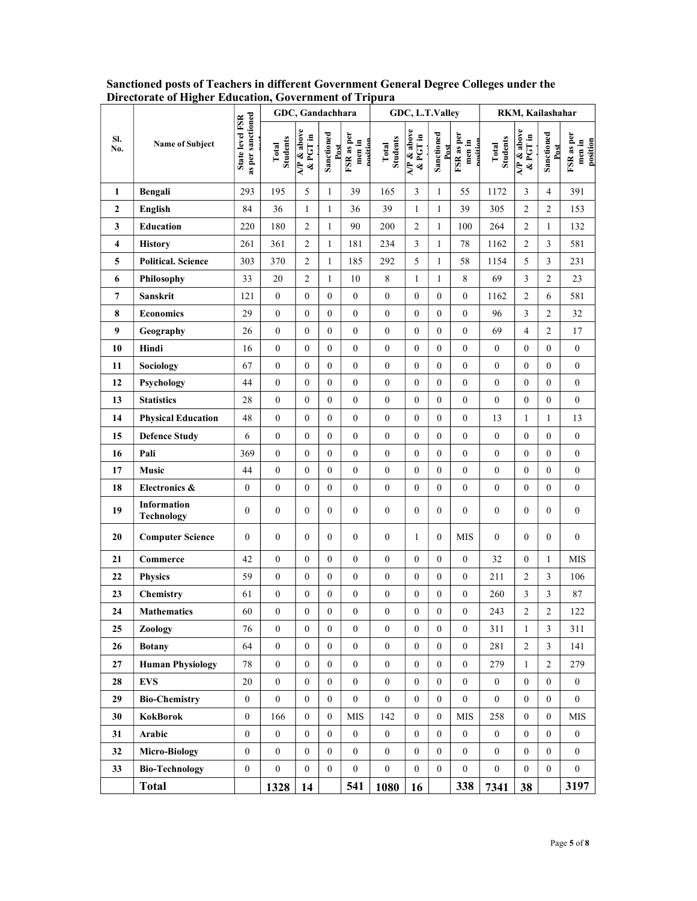**Sanctioned posts of Teachers in different Government General Degree Colleges under the Directorate of Higher Education, Government of Tripura**

| Sl. No. | Name of Subject | State level FSR as per sanctioned post | GDC, Gandachhara | | | | GDC, L.T.Valley | | | | RKM, Kailashahar | | | |
|---|---|---|---|---|---|---|---|---|---|---|---|---|---|---|
| | | | Total Students | A/P & above & PGT in | Sanctioned Post | FSR as per men in position | Total Students | A/P & above & PGT in | Sanctioned Post | FSR as per men in position | Total Students | A/P & above & PGT in | Sanctioned Post | FSR as per men in position |
| 1 | Bengali | 293 | 195 | 5 | 1 | 39 | 165 | 3 | 1 | 55 | 1172 | 3 | 4 | 391 |
| 2 | English | 84 | 36 | 1 | 1 | 36 | 39 | 1 | 1 | 39 | 305 | 2 | 2 | 153 |
| 3 | Education | 220 | 180 | 2 | 1 | 90 | 200 | 2 | 1 | 100 | 264 | 2 | 1 | 132 |
| 4 | History | 261 | 361 | 2 | 1 | 181 | 234 | 3 | 1 | 78 | 1162 | 2 | 3 | 581 |
| 5 | Political. Science | 303 | 370 | 2 | 1 | 185 | 292 | 5 | 1 | 58 | 1154 | 5 | 3 | 231 |
| 6 | Philosophy | 33 | 20 | 2 | 1 | 10 | 8 | 1 | 1 | 8 | 69 | 3 | 2 | 23 |
| 7 | Sanskrit | 121 | 0 | 0 | 0 | 0 | 0 | 0 | 0 | 0 | 1162 | 2 | 6 | 581 |
| 8 | Economics | 29 | 0 | 0 | 0 | 0 | 0 | 0 | 0 | 0 | 96 | 3 | 2 | 32 |
| 9 | Geography | 26 | 0 | 0 | 0 | 0 | 0 | 0 | 0 | 0 | 69 | 4 | 2 | 17 |
| 10 | Hindi | 16 | 0 | 0 | 0 | 0 | 0 | 0 | 0 | 0 | 0 | 0 | 0 | 0 |
| 11 | Sociology | 67 | 0 | 0 | 0 | 0 | 0 | 0 | 0 | 0 | 0 | 0 | 0 | 0 |
| 12 | Psychology | 44 | 0 | 0 | 0 | 0 | 0 | 0 | 0 | 0 | 0 | 0 | 0 | 0 |
| 13 | Statistics | 28 | 0 | 0 | 0 | 0 | 0 | 0 | 0 | 0 | 0 | 0 | 0 | 0 |
| 14 | Physical Education | 48 | 0 | 0 | 0 | 0 | 0 | 0 | 0 | 0 | 13 | 1 | 1 | 13 |
| 15 | Defence Study | 6 | 0 | 0 | 0 | 0 | 0 | 0 | 0 | 0 | 0 | 0 | 0 | 0 |
| 16 | Pali | 369 | 0 | 0 | 0 | 0 | 0 | 0 | 0 | 0 | 0 | 0 | 0 | 0 |
| 17 | Music | 44 | 0 | 0 | 0 | 0 | 0 | 0 | 0 | 0 | 0 | 0 | 0 | 0 |
| 18 | Electronics & | 0 | 0 | 0 | 0 | 0 | 0 | 0 | 0 | 0 | 0 | 0 | 0 | 0 |
| 19 | Information Technology | 0 | 0 | 0 | 0 | 0 | 0 | 0 | 0 | 0 | 0 | 0 | 0 | 0 |
| 20 | Computer Science | 0 | 0 | 0 | 0 | 0 | 0 | 1 | 0 | MIS | 0 | 0 | 0 | 0 |
| 21 | Commerce | 42 | 0 | 0 | 0 | 0 | 0 | 0 | 0 | 0 | 32 | 0 | 1 | MIS |
| 22 | Physics | 59 | 0 | 0 | 0 | 0 | 0 | 0 | 0 | 0 | 211 | 2 | 3 | 106 |
| 23 | Chemistry | 61 | 0 | 0 | 0 | 0 | 0 | 0 | 0 | 0 | 260 | 3 | 3 | 87 |
| 24 | Mathematics | 60 | 0 | 0 | 0 | 0 | 0 | 0 | 0 | 0 | 243 | 2 | 2 | 122 |
| 25 | Zoology | 76 | 0 | 0 | 0 | 0 | 0 | 0 | 0 | 0 | 311 | 1 | 3 | 311 |
| 26 | Botany | 64 | 0 | 0 | 0 | 0 | 0 | 0 | 0 | 0 | 281 | 2 | 3 | 141 |
| 27 | Human Physiology | 78 | 0 | 0 | 0 | 0 | 0 | 0 | 0 | 0 | 279 | 1 | 2 | 279 |
| 28 | EVS | 20 | 0 | 0 | 0 | 0 | 0 | 0 | 0 | 0 | 0 | 0 | 0 | 0 |
| 29 | Bio-Chemistry | 0 | 0 | 0 | 0 | 0 | 0 | 0 | 0 | 0 | 0 | 0 | 0 | 0 |
| 30 | KokBorok | 0 | 166 | 0 | 0 | MIS | 142 | 0 | 0 | MIS | 258 | 0 | 0 | MIS |
| 31 | Arabic | 0 | 0 | 0 | 0 | 0 | 0 | 0 | 0 | 0 | 0 | 0 | 0 | 0 |
| 32 | Micro-Biology | 0 | 0 | 0 | 0 | 0 | 0 | 0 | 0 | 0 | 0 | 0 | 0 | 0 |
| 33 | Bio-Technology | 0 | 0 | 0 | 0 | 0 | 0 | 0 | 0 | 0 | 0 | 0 | 0 | 0 |
| | **Total** | | **1328** | **14** | | **541** | **1080** | **16** | | **338** | **7341** | **38** | | **3197** |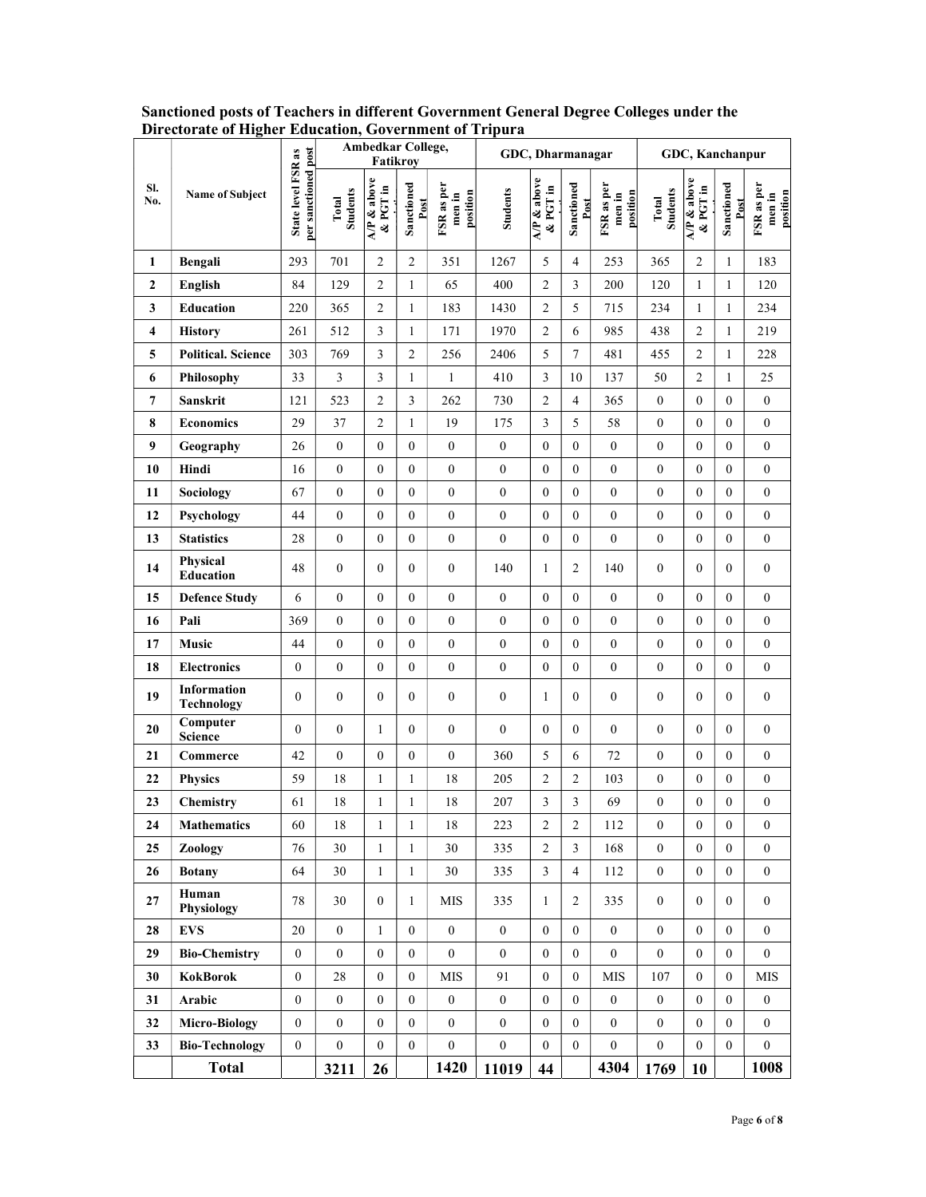**Sanctioned posts of Teachers in different Government General Degree Colleges under the Directorate of Higher Education, Government of Tripura**

| Sl. No. | Name of Subject | State level FSR as per sanctioned post | Ambedkar College, Fatikroy | | | | GDC, Dharmanagar | | | | GDC, Kanchanpur | | | |
|---|---|---|---|---|---|---|---|---|---|---|---|---|---|---|
| | | | Total Students | A/P & above & PGT in | Sanctioned Post | FSR as per men in position | Students | A/P & above & PGT in | Sanctioned Post | FSR as per men in position | Total Students | A/P & above & PGT in | Sanctioned Post | FSR as per men in position |
| **1** | **Bengali** | 293 | 701 | 2 | 2 | 351 | 1267 | 5 | 4 | 253 | 365 | 2 | 1 | 183 |
| **2** | **English** | 84 | 129 | 2 | 1 | 65 | 400 | 2 | 3 | 200 | 120 | 1 | 1 | 120 |
| **3** | **Education** | 220 | 365 | 2 | 1 | 183 | 1430 | 2 | 5 | 715 | 234 | 1 | 1 | 234 |
| **4** | **History** | 261 | 512 | 3 | 1 | 171 | 1970 | 2 | 6 | 985 | 438 | 2 | 1 | 219 |
| **5** | **Political. Science** | 303 | 769 | 3 | 2 | 256 | 2406 | 5 | 7 | 481 | 455 | 2 | 1 | 228 |
| **6** | **Philosophy** | 33 | 3 | 3 | 1 | 1 | 410 | 3 | 10 | 137 | 50 | 2 | 1 | 25 |
| **7** | **Sanskrit** | 121 | 523 | 2 | 3 | 262 | 730 | 2 | 4 | 365 | 0 | 0 | 0 | 0 |
| **8** | **Economics** | 29 | 37 | 2 | 1 | 19 | 175 | 3 | 5 | 58 | 0 | 0 | 0 | 0 |
| **9** | **Geography** | 26 | 0 | 0 | 0 | 0 | 0 | 0 | 0 | 0 | 0 | 0 | 0 | 0 |
| **10** | **Hindi** | 16 | 0 | 0 | 0 | 0 | 0 | 0 | 0 | 0 | 0 | 0 | 0 | 0 |
| **11** | **Sociology** | 67 | 0 | 0 | 0 | 0 | 0 | 0 | 0 | 0 | 0 | 0 | 0 | 0 |
| **12** | **Psychology** | 44 | 0 | 0 | 0 | 0 | 0 | 0 | 0 | 0 | 0 | 0 | 0 | 0 |
| **13** | **Statistics** | 28 | 0 | 0 | 0 | 0 | 0 | 0 | 0 | 0 | 0 | 0 | 0 | 0 |
| **14** | **Physical Education** | 48 | 0 | 0 | 0 | 0 | 140 | 1 | 2 | 140 | 0 | 0 | 0 | 0 |
| **15** | **Defence Study** | 6 | 0 | 0 | 0 | 0 | 0 | 0 | 0 | 0 | 0 | 0 | 0 | 0 |
| **16** | **Pali** | 369 | 0 | 0 | 0 | 0 | 0 | 0 | 0 | 0 | 0 | 0 | 0 | 0 |
| **17** | **Music** | 44 | 0 | 0 | 0 | 0 | 0 | 0 | 0 | 0 | 0 | 0 | 0 | 0 |
| **18** | **Electronics** | 0 | 0 | 0 | 0 | 0 | 0 | 0 | 0 | 0 | 0 | 0 | 0 | 0 |
| **19** | **Information Technology** | 0 | 0 | 0 | 0 | 0 | 0 | 1 | 0 | 0 | 0 | 0 | 0 | 0 |
| **20** | **Computer Science** | 0 | 0 | 1 | 0 | 0 | 0 | 0 | 0 | 0 | 0 | 0 | 0 | 0 |
| **21** | **Commerce** | 42 | 0 | 0 | 0 | 0 | 360 | 5 | 6 | 72 | 0 | 0 | 0 | 0 |
| **22** | **Physics** | 59 | 18 | 1 | 1 | 18 | 205 | 2 | 2 | 103 | 0 | 0 | 0 | 0 |
| **23** | **Chemistry** | 61 | 18 | 1 | 1 | 18 | 207 | 3 | 3 | 69 | 0 | 0 | 0 | 0 |
| **24** | **Mathematics** | 60 | 18 | 1 | 1 | 18 | 223 | 2 | 2 | 112 | 0 | 0 | 0 | 0 |
| **25** | **Zoology** | 76 | 30 | 1 | 1 | 30 | 335 | 2 | 3 | 168 | 0 | 0 | 0 | 0 |
| **26** | **Botany** | 64 | 30 | 1 | 1 | 30 | 335 | 3 | 4 | 112 | 0 | 0 | 0 | 0 |
| **27** | **Human Physiology** | 78 | 30 | 0 | 1 | MIS | 335 | 1 | 2 | 335 | 0 | 0 | 0 | 0 |
| **28** | **EVS** | 20 | 0 | 1 | 0 | 0 | 0 | 0 | 0 | 0 | 0 | 0 | 0 | 0 |
| **29** | **Bio-Chemistry** | 0 | 0 | 0 | 0 | 0 | 0 | 0 | 0 | 0 | 0 | 0 | 0 | 0 |
| **30** | **KokBorok** | 0 | 28 | 0 | 0 | MIS | 91 | 0 | 0 | MIS | 107 | 0 | 0 | MIS |
| **31** | **Arabic** | 0 | 0 | 0 | 0 | 0 | 0 | 0 | 0 | 0 | 0 | 0 | 0 | 0 |
| **32** | **Micro-Biology** | 0 | 0 | 0 | 0 | 0 | 0 | 0 | 0 | 0 | 0 | 0 | 0 | 0 |
| **33** | **Bio-Technology** | 0 | 0 | 0 | 0 | 0 | 0 | 0 | 0 | 0 | 0 | 0 | 0 | 0 |
| | **Total** | | **3211** | **26** | | **1420** | **11019** | **44** | | **4304** | **1769** | **10** | | **1008** |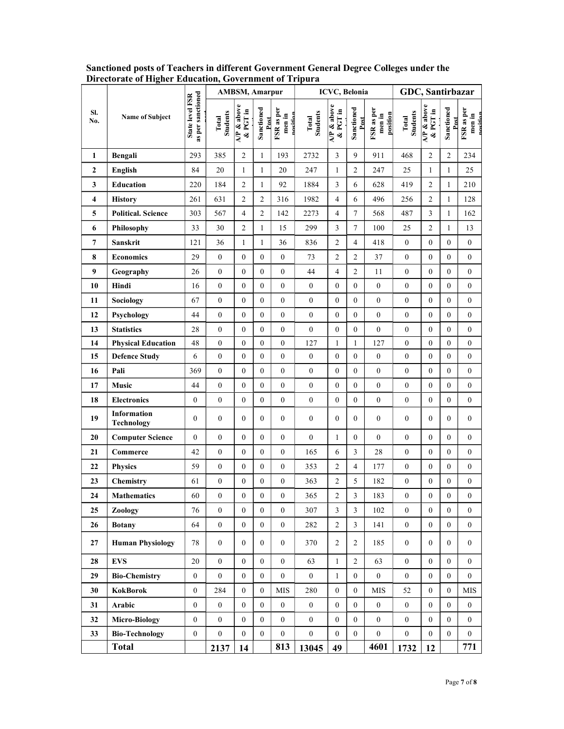**Sanctioned posts of Teachers in different Government General Degree Colleges under the Directorate of Higher Education, Government of Tripura**

| Sl. No. | Name of Subject | State level FSR as per sanctioned post | AMBSM, Amarpur | | | | ICVC, Belonia | | | | GDC, Santirbazar | | | |
|---|---|---|---|---|---|---|---|---|---|---|---|---|---|---|
| | | | Total Students | A/P & above & PGT in | Sanctioned Post | FSR as per men in position | Total Students | A/P & above & PGT in | Sanctioned Post | FSR as per men in position | Total Students | A/P & above & PGT in | Sanctioned Post | FSR as per men in position |
| 1 | Bengali | 293 | 385 | 2 | 1 | 193 | 2732 | 3 | 9 | 911 | 468 | 2 | 2 | 234 |
| 2 | English | 84 | 20 | 1 | 1 | 20 | 247 | 1 | 2 | 247 | 25 | 1 | 1 | 25 |
| 3 | Education | 220 | 184 | 2 | 1 | 92 | 1884 | 3 | 6 | 628 | 419 | 2 | 1 | 210 |
| 4 | History | 261 | 631 | 2 | 2 | 316 | 1982 | 4 | 6 | 496 | 256 | 2 | 1 | 128 |
| 5 | Political. Science | 303 | 567 | 4 | 2 | 142 | 2273 | 4 | 7 | 568 | 487 | 3 | 1 | 162 |
| 6 | Philosophy | 33 | 30 | 2 | 1 | 15 | 299 | 3 | 7 | 100 | 25 | 2 | 1 | 13 |
| 7 | Sanskrit | 121 | 36 | 1 | 1 | 36 | 836 | 2 | 4 | 418 | 0 | 0 | 0 | 0 |
| 8 | Economics | 29 | 0 | 0 | 0 | 0 | 73 | 2 | 2 | 37 | 0 | 0 | 0 | 0 |
| 9 | Geography | 26 | 0 | 0 | 0 | 0 | 44 | 4 | 2 | 11 | 0 | 0 | 0 | 0 |
| 10 | Hindi | 16 | 0 | 0 | 0 | 0 | 0 | 0 | 0 | 0 | 0 | 0 | 0 | 0 |
| 11 | Sociology | 67 | 0 | 0 | 0 | 0 | 0 | 0 | 0 | 0 | 0 | 0 | 0 | 0 |
| 12 | Psychology | 44 | 0 | 0 | 0 | 0 | 0 | 0 | 0 | 0 | 0 | 0 | 0 | 0 |
| 13 | Statistics | 28 | 0 | 0 | 0 | 0 | 0 | 0 | 0 | 0 | 0 | 0 | 0 | 0 |
| 14 | Physical Education | 48 | 0 | 0 | 0 | 0 | 127 | 1 | 1 | 127 | 0 | 0 | 0 | 0 |
| 15 | Defence Study | 6 | 0 | 0 | 0 | 0 | 0 | 0 | 0 | 0 | 0 | 0 | 0 | 0 |
| 16 | Pali | 369 | 0 | 0 | 0 | 0 | 0 | 0 | 0 | 0 | 0 | 0 | 0 | 0 |
| 17 | Music | 44 | 0 | 0 | 0 | 0 | 0 | 0 | 0 | 0 | 0 | 0 | 0 | 0 |
| 18 | Electronics | 0 | 0 | 0 | 0 | 0 | 0 | 0 | 0 | 0 | 0 | 0 | 0 | 0 |
| 19 | Information Technology | 0 | 0 | 0 | 0 | 0 | 0 | 0 | 0 | 0 | 0 | 0 | 0 | 0 |
| 20 | Computer Science | 0 | 0 | 0 | 0 | 0 | 0 | 1 | 0 | 0 | 0 | 0 | 0 | 0 |
| 21 | Commerce | 42 | 0 | 0 | 0 | 0 | 165 | 6 | 3 | 28 | 0 | 0 | 0 | 0 |
| 22 | Physics | 59 | 0 | 0 | 0 | 0 | 353 | 2 | 4 | 177 | 0 | 0 | 0 | 0 |
| 23 | Chemistry | 61 | 0 | 0 | 0 | 0 | 363 | 2 | 5 | 182 | 0 | 0 | 0 | 0 |
| 24 | Mathematics | 60 | 0 | 0 | 0 | 0 | 365 | 2 | 3 | 183 | 0 | 0 | 0 | 0 |
| 25 | Zoology | 76 | 0 | 0 | 0 | 0 | 307 | 3 | 3 | 102 | 0 | 0 | 0 | 0 |
| 26 | Botany | 64 | 0 | 0 | 0 | 0 | 282 | 2 | 3 | 141 | 0 | 0 | 0 | 0 |
| 27 | Human Physiology | 78 | 0 | 0 | 0 | 0 | 370 | 2 | 2 | 185 | 0 | 0 | 0 | 0 |
| 28 | EVS | 20 | 0 | 0 | 0 | 0 | 63 | 1 | 2 | 63 | 0 | 0 | 0 | 0 |
| 29 | Bio-Chemistry | 0 | 0 | 0 | 0 | 0 | 0 | 1 | 0 | 0 | 0 | 0 | 0 | 0 |
| 30 | KokBorok | 0 | 284 | 0 | 0 | MIS | 280 | 0 | 0 | MIS | 52 | 0 | 0 | MIS |
| 31 | Arabic | 0 | 0 | 0 | 0 | 0 | 0 | 0 | 0 | 0 | 0 | 0 | 0 | 0 |
| 32 | Micro-Biology | 0 | 0 | 0 | 0 | 0 | 0 | 0 | 0 | 0 | 0 | 0 | 0 | 0 |
| 33 | Bio-Technology | 0 | 0 | 0 | 0 | 0 | 0 | 0 | 0 | 0 | 0 | 0 | 0 | 0 |
| | **Total** | | **2137** | **14** | | **813** | **13045** | **49** | | **4601** | **1732** | **12** | | **771** |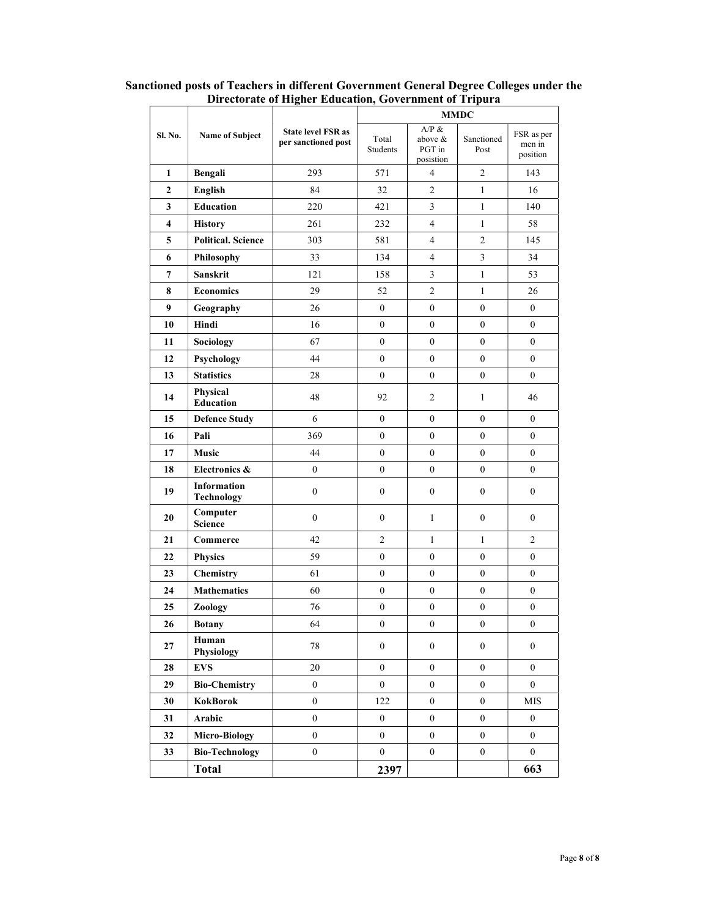**Sanctioned posts of Teachers in different Government General Degree Colleges under the Directorate of Higher Education, Government of Tripura**

| Sl. No. | Name of Subject | State level FSR as per sanctioned post | MMDC | | | |
|---|---|---|---|---|---|---|
| | | | Total Students | A/P & above & PGT in posistion | Sanctioned Post | FSR as per men in position |
| 1 | **Bengali** | 293 | 571 | 4 | 2 | 143 |
| 2 | **English** | 84 | 32 | 2 | 1 | 16 |
| 3 | **Education** | 220 | 421 | 3 | 1 | 140 |
| 4 | **History** | 261 | 232 | 4 | 1 | 58 |
| 5 | **Political. Science** | 303 | 581 | 4 | 2 | 145 |
| 6 | **Philosophy** | 33 | 134 | 4 | 3 | 34 |
| 7 | **Sanskrit** | 121 | 158 | 3 | 1 | 53 |
| 8 | **Economics** | 29 | 52 | 2 | 1 | 26 |
| 9 | **Geography** | 26 | 0 | 0 | 0 | 0 |
| 10 | **Hindi** | 16 | 0 | 0 | 0 | 0 |
| 11 | **Sociology** | 67 | 0 | 0 | 0 | 0 |
| 12 | **Psychology** | 44 | 0 | 0 | 0 | 0 |
| 13 | **Statistics** | 28 | 0 | 0 | 0 | 0 |
| 14 | **Physical Education** | 48 | 92 | 2 | 1 | 46 |
| 15 | **Defence Study** | 6 | 0 | 0 | 0 | 0 |
| 16 | **Pali** | 369 | 0 | 0 | 0 | 0 |
| 17 | **Music** | 44 | 0 | 0 | 0 | 0 |
| 18 | **Electronics &** | 0 | 0 | 0 | 0 | 0 |
| 19 | **Information Technology** | 0 | 0 | 0 | 0 | 0 |
| 20 | **Computer Science** | 0 | 0 | 1 | 0 | 0 |
| 21 | **Commerce** | 42 | 2 | 1 | 1 | 2 |
| 22 | **Physics** | 59 | 0 | 0 | 0 | 0 |
| 23 | **Chemistry** | 61 | 0 | 0 | 0 | 0 |
| 24 | **Mathematics** | 60 | 0 | 0 | 0 | 0 |
| 25 | **Zoology** | 76 | 0 | 0 | 0 | 0 |
| 26 | **Botany** | 64 | 0 | 0 | 0 | 0 |
| 27 | **Human Physiology** | 78 | 0 | 0 | 0 | 0 |
| 28 | **EVS** | 20 | 0 | 0 | 0 | 0 |
| 29 | **Bio-Chemistry** | 0 | 0 | 0 | 0 | 0 |
| 30 | **KokBorok** | 0 | 122 | 0 | 0 | MIS |
| 31 | **Arabic** | 0 | 0 | 0 | 0 | 0 |
| 32 | **Micro-Biology** | 0 | 0 | 0 | 0 | 0 |
| 33 | **Bio-Technology** | 0 | 0 | 0 | 0 | 0 |
| | **Total** | | **2397** | | | **663** |